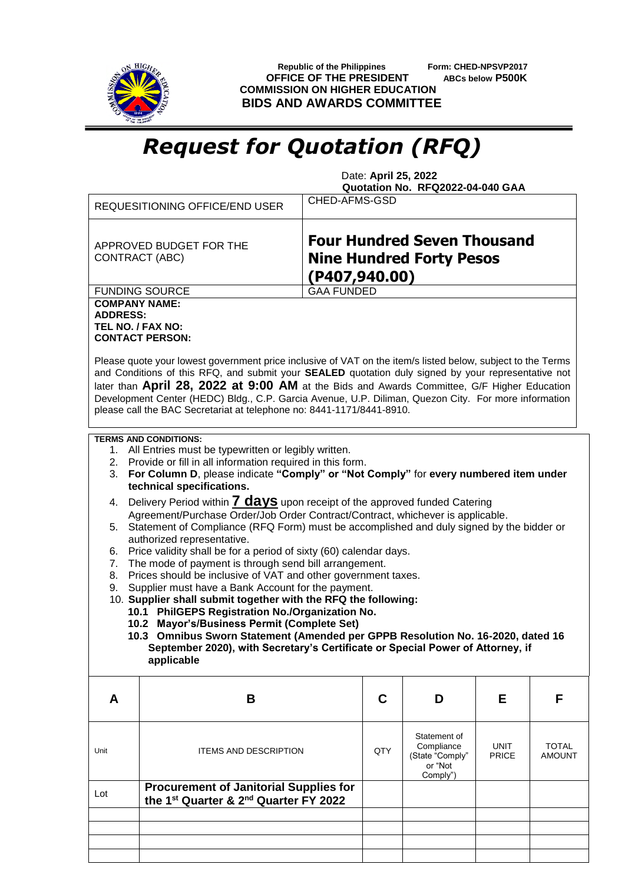Republic of the Philippines
**OFFICE OF THE PRESIDENT**
**COMMISSION ON HIGHER EDUCATION**
**BIDS AND AWARDS COMMITTEE**

**Form: CHED-NPSVP2017**
**ABCs below P500K**

# *Request for Quotation (RFQ)*

Date: **April 25, 2022**
**Quotation No. RFQ2022-04-040 GAA**

| | |
|---|---|
| REQUESITIONING OFFICE/END USER | CHED-AFMS-GSD |
| APPROVED BUDGET FOR THE CONTRACT (ABC) | **Four Hundred Seven Thousand Nine Hundred Forty Pesos (P407,940.00)** |
| FUNDING SOURCE | GAA FUNDED |

**COMPANY NAME:**
**ADDRESS:**
**TEL NO. / FAX NO:**
**CONTACT PERSON:**

Please quote your lowest government price inclusive of VAT on the item/s listed below, subject to the Terms and Conditions of this RFQ, and submit your **SEALED** quotation duly signed by your representative not later than **April 28, 2022 at 9:00 AM** at the Bids and Awards Committee, G/F Higher Education Development Center (HEDC) Bldg., C.P. Garcia Avenue, U.P. Diliman, Quezon City. For more information please call the BAC Secretariat at telephone no: 8441-1171/8441-8910.

**TERMS AND CONDITIONS:**

1. All Entries must be typewritten or legibly written.
2. Provide or fill in all information required in this form.
3. **For Column D**, please indicate **"Comply" or "Not Comply"** for **every numbered item under technical specifications.**
4. Delivery Period within **7 days** upon receipt of the approved funded Catering Agreement/Purchase Order/Job Order Contract/Contract, whichever is applicable.
5. Statement of Compliance (RFQ Form) must be accomplished and duly signed by the bidder or authorized representative.
6. Price validity shall be for a period of sixty (60) calendar days.
7. The mode of payment is through send bill arrangement.
8. Prices should be inclusive of VAT and other government taxes.
9. Supplier must have a Bank Account for the payment.
10. **Supplier shall submit together with the RFQ the following:**
    - **10.1 PhilGEPS Registration No./Organization No.**
    - **10.2 Mayor's/Business Permit (Complete Set)**
    - **10.3 Omnibus Sworn Statement (Amended per GPPB Resolution No. 16-2020, dated 16 September 2020), with Secretary's Certificate or Special Power of Attorney, if applicable**

| A | B | C | D | E | F |
|---|---|---|---|---|---|
| Unit | ITEMS AND DESCRIPTION | QTY | Statement of Compliance (State "Comply" or "Not Comply") | UNIT PRICE | TOTAL AMOUNT |
| Lot | **Procurement of Janitorial Supplies for the 1st Quarter & 2nd Quarter FY 2022** | | | | |
| | | | | | |
| | | | | | |
| | | | | | |
| | | | | | |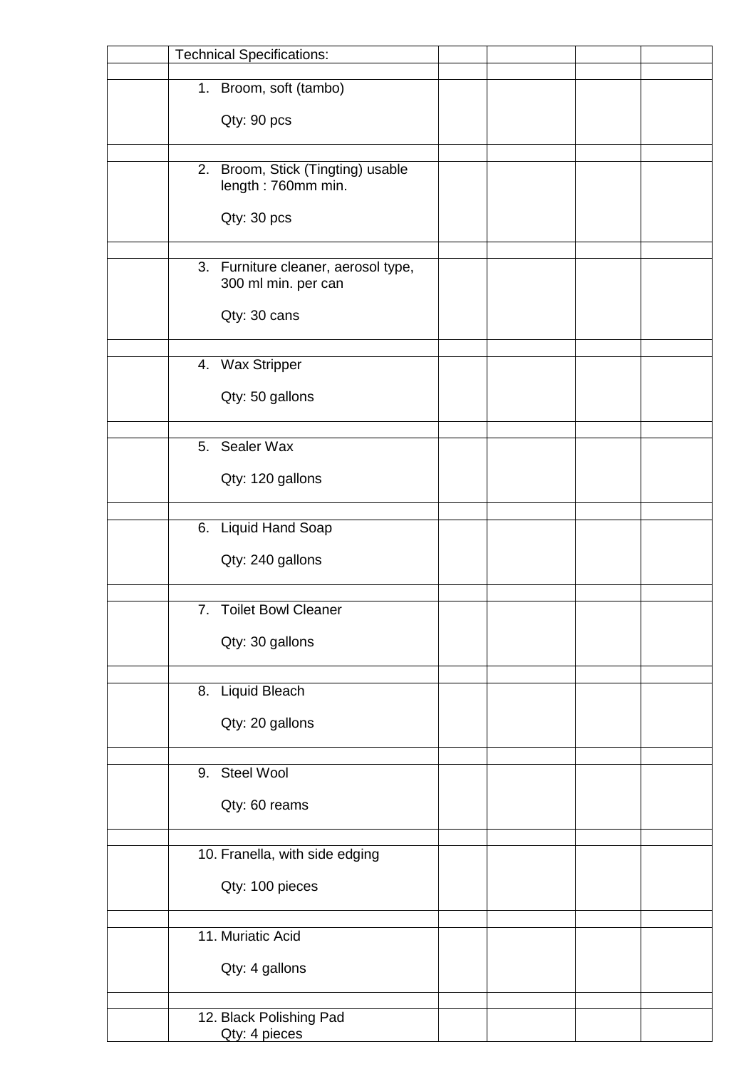| | Technical Specifications: | | | | |
|---|---|---|---|---|---|
| | | | | | |
| | 1. Broom, soft (tambo)<br><br>Qty: 90 pcs | | | | |
| | | | | | |
| | 2. Broom, Stick (Tingting) usable length : 760mm min.<br><br>Qty: 30 pcs | | | | |
| | | | | | |
| | 3. Furniture cleaner, aerosol type, 300 ml min. per can<br><br>Qty: 30 cans | | | | |
| | | | | | |
| | 4. Wax Stripper<br><br>Qty: 50 gallons | | | | |
| | | | | | |
| | 5. Sealer Wax<br><br>Qty: 120 gallons | | | | |
| | | | | | |
| | 6. Liquid Hand Soap<br><br>Qty: 240 gallons | | | | |
| | | | | | |
| | 7. Toilet Bowl Cleaner<br><br>Qty: 30 gallons | | | | |
| | | | | | |
| | 8. Liquid Bleach<br><br>Qty: 20 gallons | | | | |
| | | | | | |
| | 9. Steel Wool<br><br>Qty: 60 reams | | | | |
| | | | | | |
| | 10. Franella, with side edging<br><br>Qty: 100 pieces | | | | |
| | | | | | |
| | 11. Muriatic Acid<br><br>Qty: 4 gallons | | | | |
| | | | | | |
| | 12. Black Polishing Pad<br>Qty: 4 pieces | | | | |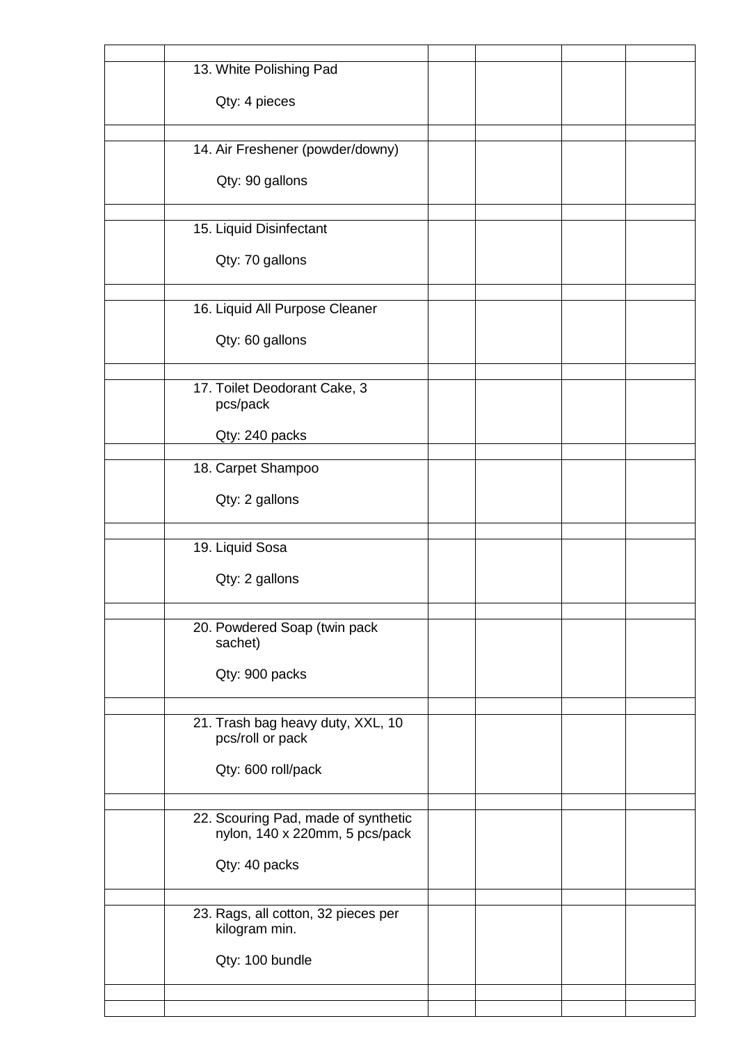| | | | | | |
|---|---|---|---|---|---|
| | 13. White Polishing Pad<br><br>Qty: 4 pieces | | | | |
| | | | | | |
| | 14. Air Freshener (powder/downy)<br><br>Qty: 90 gallons | | | | |
| | | | | | |
| | 15. Liquid Disinfectant<br><br>Qty: 70 gallons | | | | |
| | | | | | |
| | 16. Liquid All Purpose Cleaner<br><br>Qty: 60 gallons | | | | |
| | | | | | |
| | 17. Toilet Deodorant Cake, 3 pcs/pack<br><br>Qty: 240 packs | | | | |
| | | | | | |
| | 18. Carpet Shampoo<br><br>Qty: 2 gallons | | | | |
| | | | | | |
| | 19. Liquid Sosa<br><br>Qty: 2 gallons | | | | |
| | | | | | |
| | 20. Powdered Soap (twin pack sachet)<br><br>Qty: 900 packs | | | | |
| | | | | | |
| | 21. Trash bag heavy duty, XXL, 10 pcs/roll or pack<br><br>Qty: 600 roll/pack | | | | |
| | | | | | |
| | 22. Scouring Pad, made of synthetic nylon, 140 x 220mm, 5 pcs/pack<br><br>Qty: 40 packs | | | | |
| | | | | | |
| | 23. Rags, all cotton, 32 pieces per kilogram min.<br><br>Qty: 100 bundle | | | | |
| | | | | | |
| | | | | | |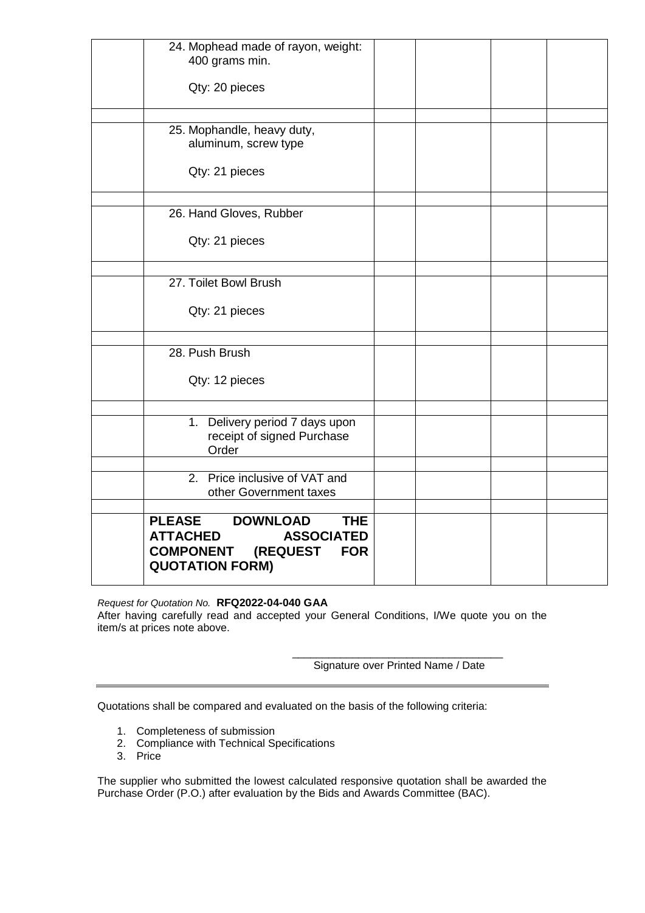| | | | | |
|---|---|---|---|---|
| | 24. Mophead made of rayon, weight: 400 grams min.<br><br>Qty: 20 pieces | | | |
| | | | | |
| | 25. Mophandle, heavy duty, aluminum, screw type<br><br>Qty: 21 pieces | | | |
| | | | | |
| | 26. Hand Gloves, Rubber<br><br>Qty: 21 pieces | | | |
| | | | | |
| | 27. Toilet Bowl Brush<br><br>Qty: 21 pieces | | | |
| | | | | |
| | 28. Push Brush<br><br>Qty: 12 pieces | | | |
| | | | | |
| | 1. Delivery period 7 days upon receipt of signed Purchase Order | | | |
| | | | | |
| | 2. Price inclusive of VAT and other Government taxes | | | |
| | | | | |
| | **PLEASE DOWNLOAD THE ATTACHED ASSOCIATED COMPONENT (REQUEST FOR QUOTATION FORM)** | | | |

*Request for Quotation No.* **RFQ2022-04-040 GAA**

After having carefully read and accepted your General Conditions, I/We quote you on the item/s at prices note above.

\_\_\_\_\_\_\_\_\_\_\_\_\_\_\_\_\_\_\_\_\_\_\_\_\_\_\_\_\_\_\_\_\_\_\_

Signature over Printed Name / Date

---

Quotations shall be compared and evaluated on the basis of the following criteria:

1. Completeness of submission
2. Compliance with Technical Specifications
3. Price

The supplier who submitted the lowest calculated responsive quotation shall be awarded the Purchase Order (P.O.) after evaluation by the Bids and Awards Committee (BAC).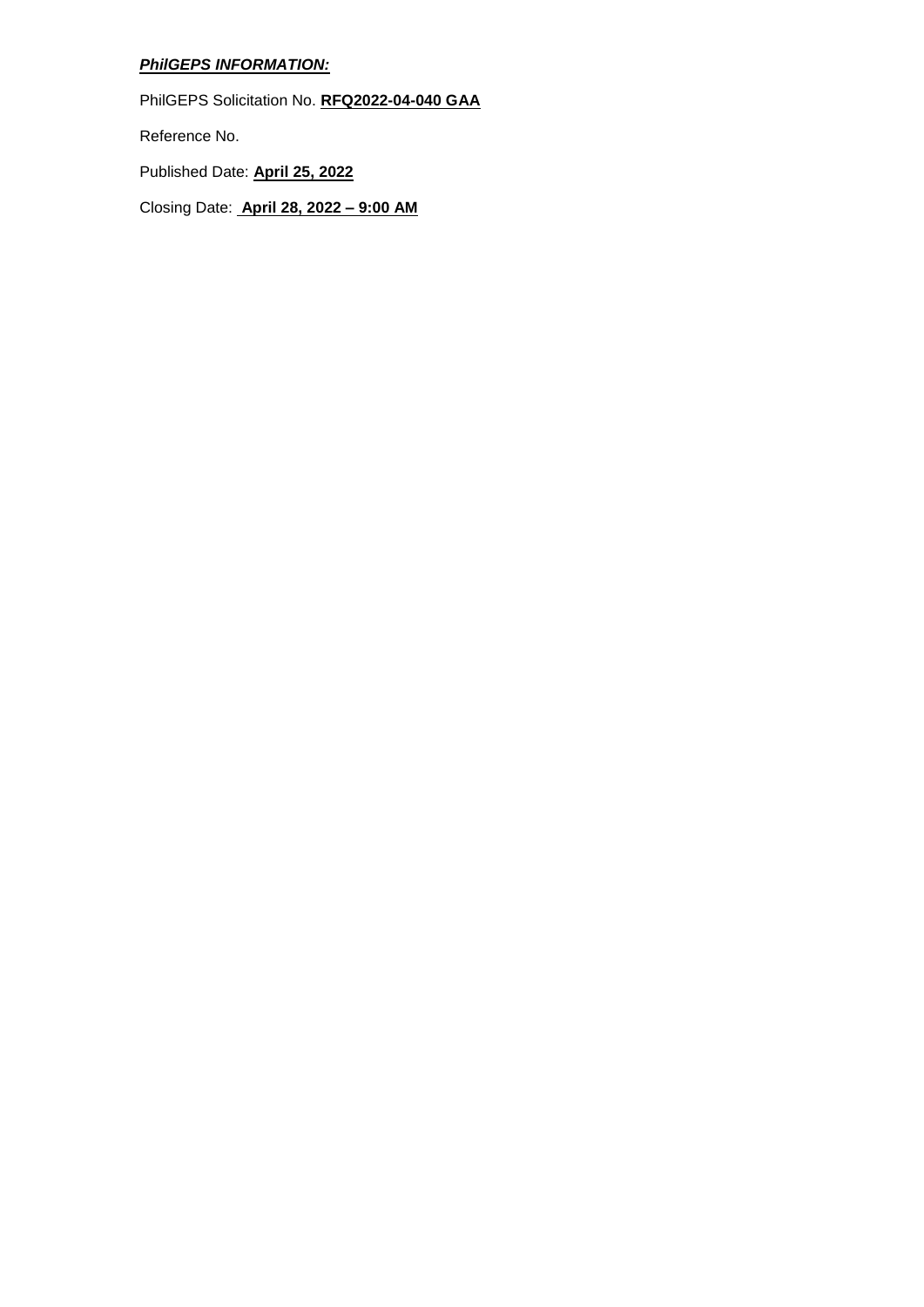***PhilGEPS INFORMATION:***

PhilGEPS Solicitation No. **RFQ2022-04-040 GAA**

Reference No.

Published Date: **April 25, 2022**

Closing Date: **April 28, 2022 – 9:00 AM**